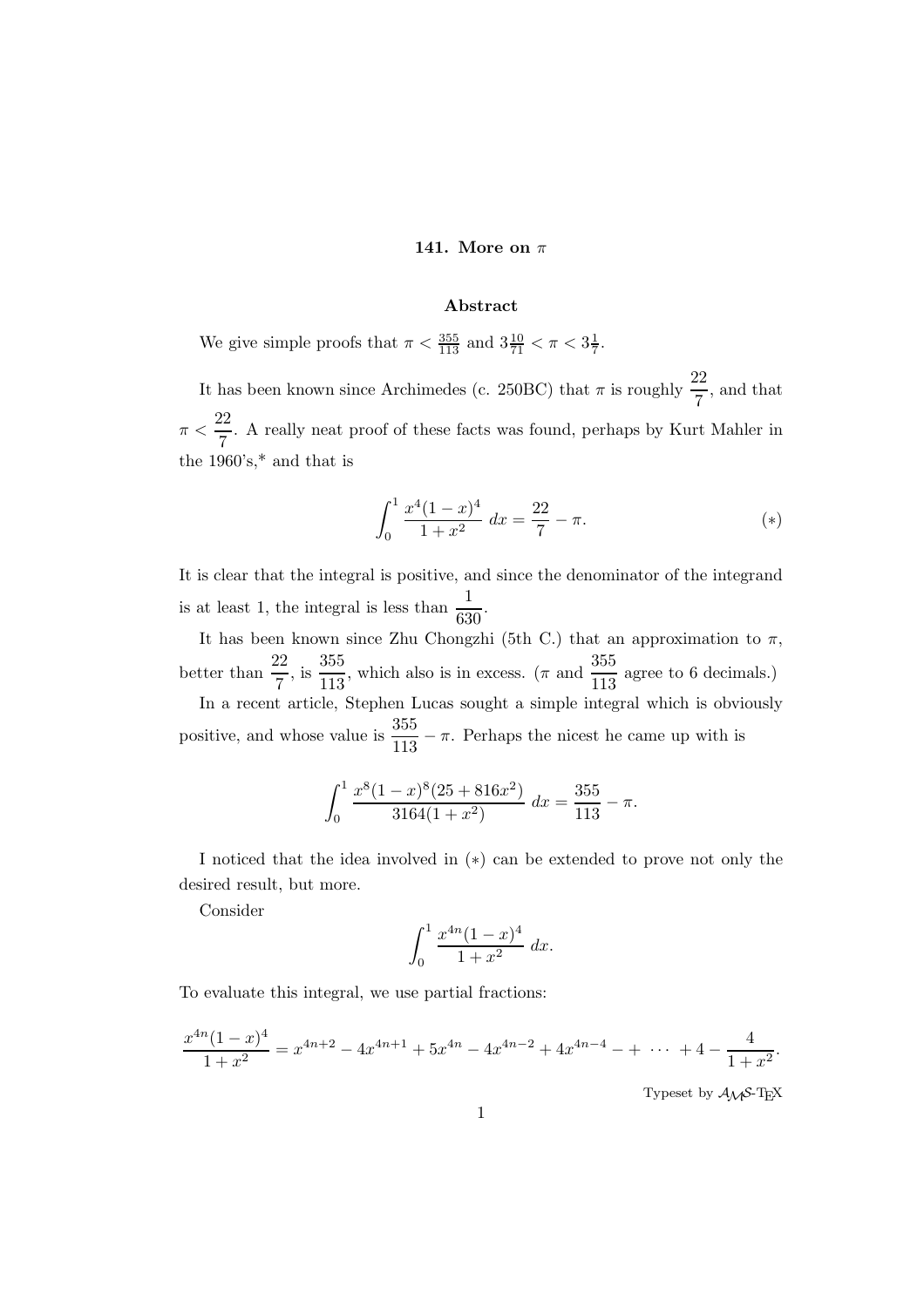## 141. More on $\pi$

### Abstract

We give simple proofs that $\pi < \frac{355}{113}$ and $3\frac{10}{71} < \pi < 3\frac{1}{7}$.

It has been known since Archimedes (c. 250BC) that $\pi$ is roughly $\dfrac{22}{7}$, and that $\pi < \dfrac{22}{7}$. A really neat proof of these facts was found, perhaps by Kurt Mahler in the 1960's,* and that is

$$\int_0^1 \frac{x^4(1-x)^4}{1+x^2}\ dx = \frac{22}{7} - \pi. \tag{$*$}$$

It is clear that the integral is positive, and since the denominator of the integrand is at least 1, the integral is less than $\dfrac{1}{630}$.

It has been known since Zhu Chongzhi (5th C.) that an approximation to $\pi$, better than $\dfrac{22}{7}$, is $\dfrac{355}{113}$, which also is in excess. ($\pi$ and $\dfrac{355}{113}$ agree to 6 decimals.)

In a recent article, Stephen Lucas sought a simple integral which is obviously positive, and whose value is $\dfrac{355}{113} - \pi$. Perhaps the nicest he came up with is

$$\int_0^1 \frac{x^8(1-x)^8(25+816x^2)}{3164(1+x^2)}\ dx = \frac{355}{113} - \pi.$$

I noticed that the idea involved in $(*)$ can be extended to prove not only the desired result, but more.

Consider

$$\int_0^1 \frac{x^{4n}(1-x)^4}{1+x^2}\ dx.$$

To evaluate this integral, we use partial fractions:

$$\frac{x^{4n}(1-x)^4}{1+x^2} = x^{4n+2} - 4x^{4n+1} + 5x^{4n} - 4x^{4n-2} + 4x^{4n-4} - + \ \cdots \ + 4 - \frac{4}{1+x^2}.$$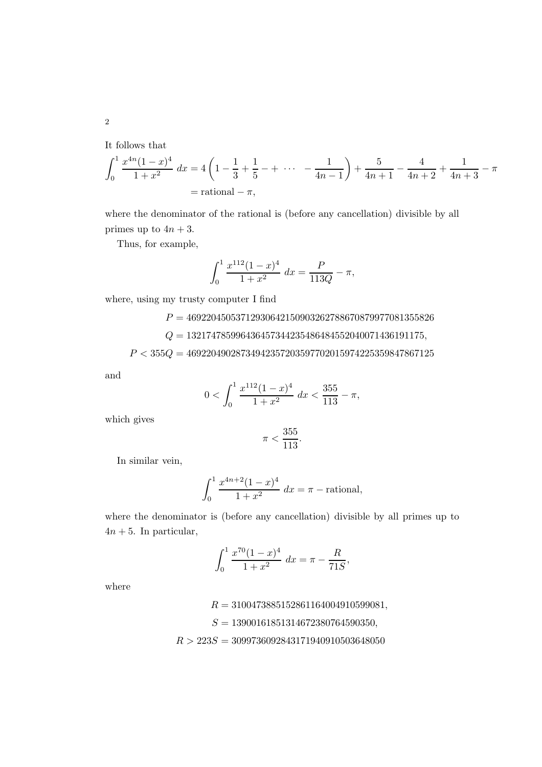It follows that

$$\int_0^1 \frac{x^{4n}(1-x)^4}{1+x^2}\,dx = 4\left(1 - \frac{1}{3} + \frac{1}{5} - + \cdots - \frac{1}{4n-1}\right) + \frac{5}{4n+1} - \frac{4}{4n+2} + \frac{1}{4n+3} - \pi$$
$$= \text{rational} - \pi,$$

where the denominator of the rational is (before any cancellation) divisible by all primes up to $4n+3$.

Thus, for example,

$$\int_0^1 \frac{x^{112}(1-x)^4}{1+x^2}\,dx = \frac{P}{113Q} - \pi,$$

where, using my trusty computer I find

$$P = 46922045053712930642150903262788670879977081355826$$
$$Q = 132174785996436457344235486484552040071436191175,$$
$$P < 355Q = 46922049028734942357203597702015974225359847867125$$

and

$$0 < \int_0^1 \frac{x^{112}(1-x)^4}{1+x^2}\,dx < \frac{355}{113} - \pi,$$

which gives

$$\pi < \frac{355}{113}.$$

In similar vein,

$$\int_0^1 \frac{x^{4n+2}(1-x)^4}{1+x^2}\,dx = \pi - \text{rational},$$

where the denominator is (before any cancellation) divisible by all primes up to $4n+5$. In particular,

$$\int_0^1 \frac{x^{70}(1-x)^4}{1+x^2}\,dx = \pi - \frac{R}{71S},$$

where

$$R = 3100473885152861164004910599081,$$
$$S = 13900161851314672380764590350,$$
$$R > 223S = 3099736092843171940910503648050$$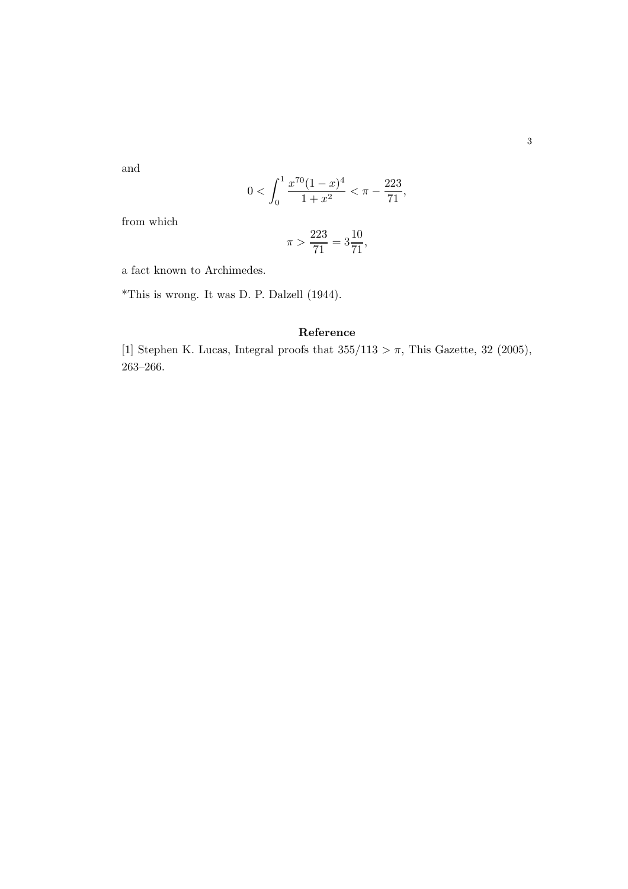and

$$0 < \int_0^1 \frac{x^{70}(1-x)^4}{1+x^2} < \pi - \frac{223}{71},$$

from which

$$\pi > \frac{223}{71} = 3\frac{10}{71},$$

a fact known to Archimedes.

*This is wrong. It was D. P. Dalzell (1944).

## Reference

[1] Stephen K. Lucas, Integral proofs that $355/113 > \pi$, This Gazette, 32 (2005), 263–266.